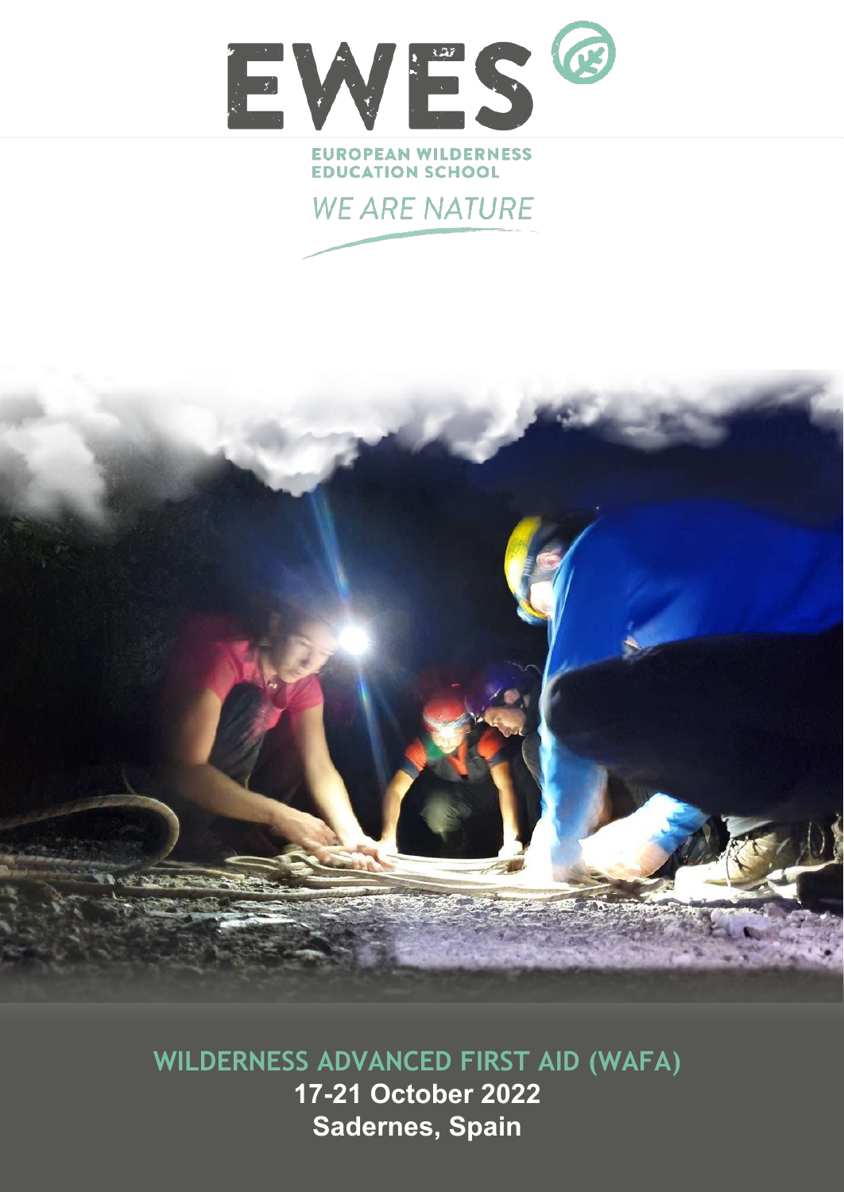# EWES

EUROPEAN WILDERNESS EDUCATION SCHOOL

*WE ARE NATURE*

## WILDERNESS ADVANCED FIRST AID (WAFA)

**17-21 October 2022**

**Sadernes, Spain**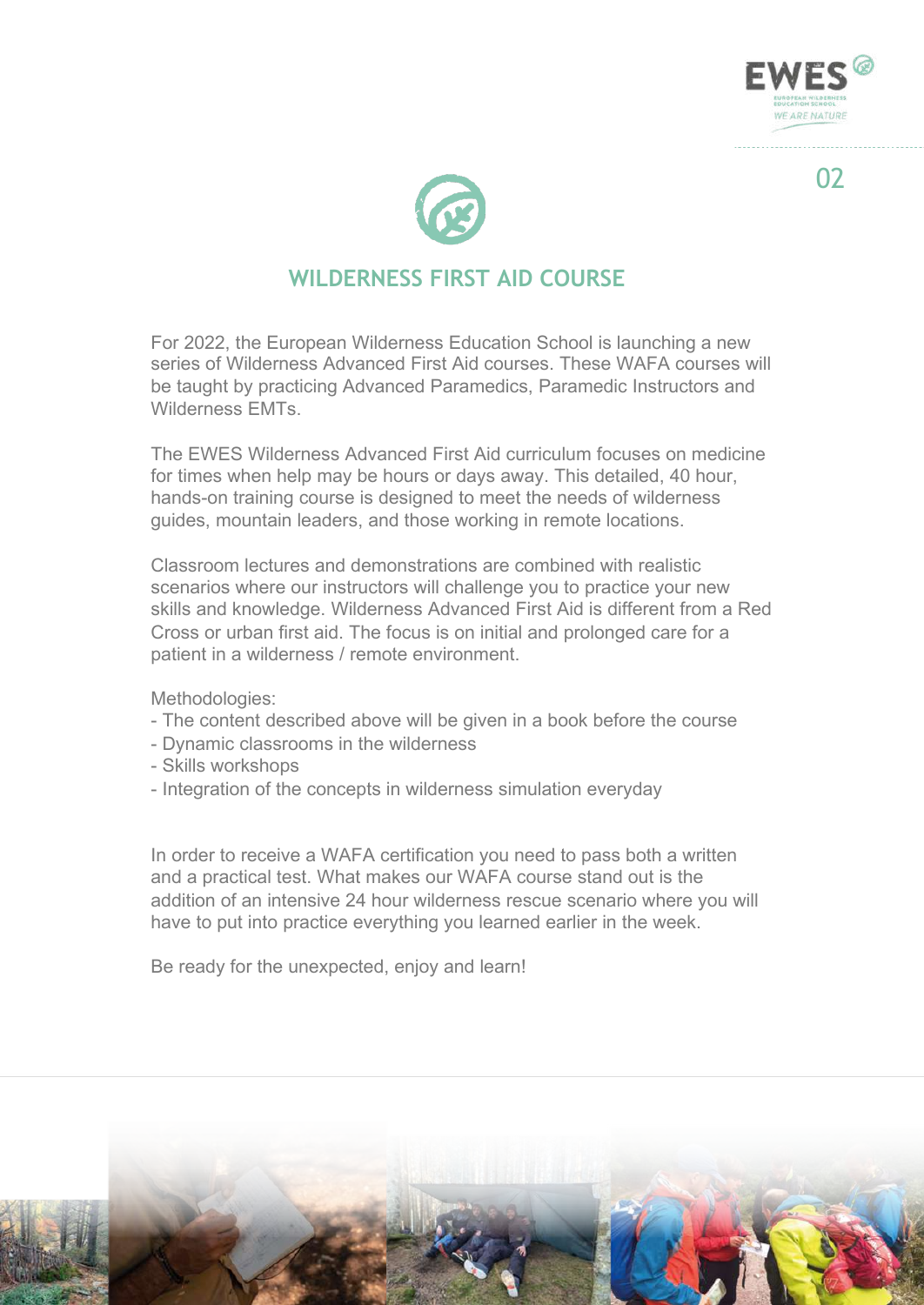## WILDERNESS FIRST AID COURSE

For 2022, the European Wilderness Education School is launching a new series of Wilderness Advanced First Aid courses. These WAFA courses will be taught by practicing Advanced Paramedics, Paramedic Instructors and Wilderness EMTs.

The EWES Wilderness Advanced First Aid curriculum focuses on medicine for times when help may be hours or days away. This detailed, 40 hour, hands-on training course is designed to meet the needs of wilderness guides, mountain leaders, and those working in remote locations.

Classroom lectures and demonstrations are combined with realistic scenarios where our instructors will challenge you to practice your new skills and knowledge. Wilderness Advanced First Aid is different from a Red Cross or urban first aid. The focus is on initial and prolonged care for a patient in a wilderness / remote environment.

Methodologies:
- The content described above will be given in a book before the course
- Dynamic classrooms in the wilderness
- Skills workshops
- Integration of the concepts in wilderness simulation everyday

In order to receive a WAFA certification you need to pass both a written and a practical test. What makes our WAFA course stand out is the addition of an intensive 24 hour wilderness rescue scenario where you will have to put into practice everything you learned earlier in the week.

Be ready for the unexpected, enjoy and learn!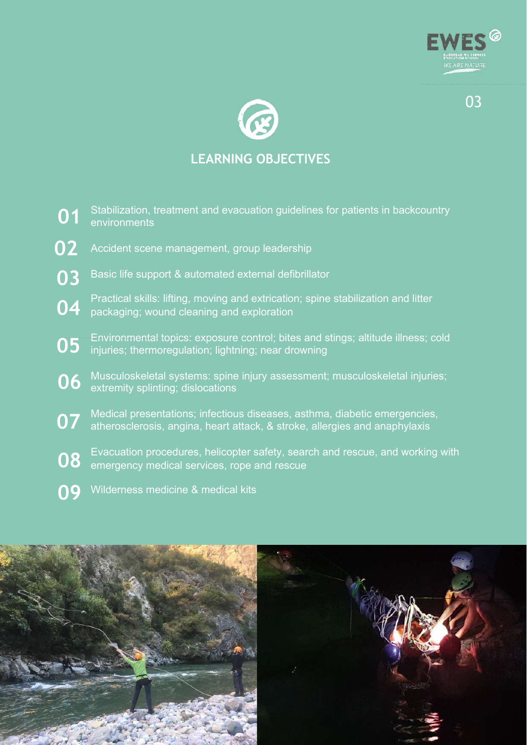## LEARNING OBJECTIVES

**01** Stabilization, treatment and evacuation guidelines for patients in backcountry environments

**02** Accident scene management, group leadership

**03** Basic life support & automated external defibrillator

**04** Practical skills: lifting, moving and extrication; spine stabilization and litter packaging; wound cleaning and exploration

**05** Environmental topics: exposure control; bites and stings; altitude illness; cold injuries; thermoregulation; lightning; near drowning

**06** Musculoskeletal systems: spine injury assessment; musculoskeletal injuries; extremity splinting; dislocations

**07** Medical presentations; infectious diseases, asthma, diabetic emergencies, atherosclerosis, angina, heart attack, & stroke, allergies and anaphylaxis

**08** Evacuation procedures, helicopter safety, search and rescue, and working with emergency medical services, rope and rescue

**09** Wilderness medicine & medical kits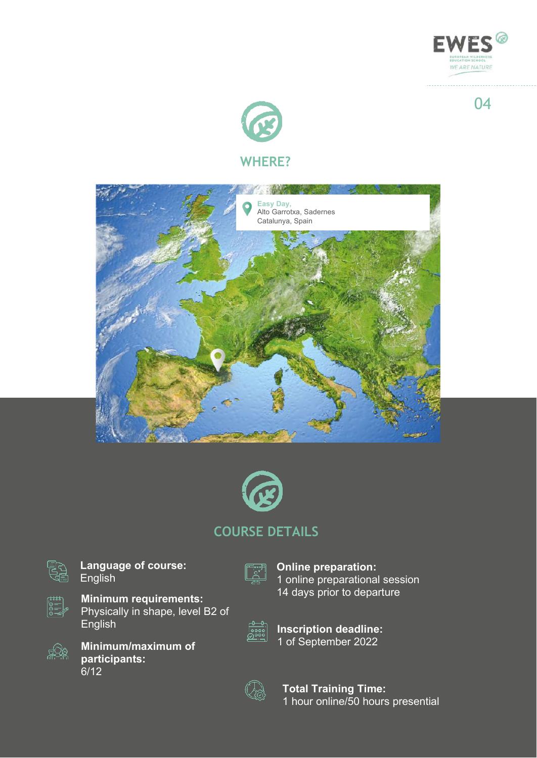## WHERE?

**Easy Day,**
Alto Garrotxa, Sadernes
Catalunya, Spain

## COURSE DETAILS

**Language of course:**
English

**Minimum requirements:**
Physically in shape, level B2 of English

**Minimum/maximum of participants:**
6/12

**Online preparation:**
1 online preparational session 14 days prior to departure

**Inscription deadline:**
1 of September 2022

**Total Training Time:**
1 hour online/50 hours presential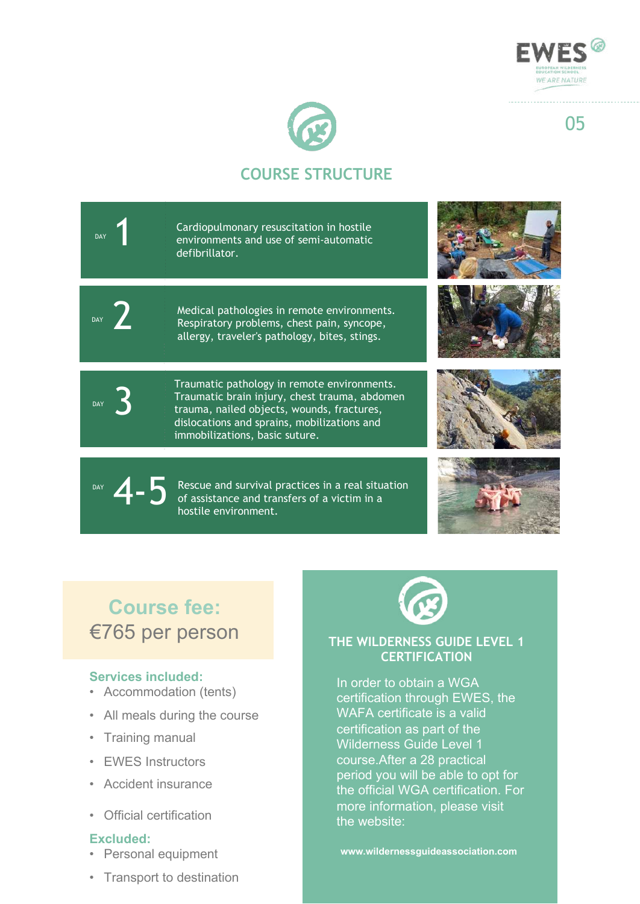## COURSE STRUCTURE

**DAY 1**

Cardiopulmonary resuscitation in hostile environments and use of semi-automatic defibrillator.

**DAY 2**

Medical pathologies in remote environments. Respiratory problems, chest pain, syncope, allergy, traveler's pathology, bites, stings.

**DAY 3**

Traumatic pathology in remote environments. Traumatic brain injury, chest trauma, abdomen trauma, nailed objects, wounds, fractures, dislocations and sprains, mobilizations and immobilizations, basic suture.

**DAY 4-5**

Rescue and survival practices in a real situation of assistance and transfers of a victim in a hostile environment.

### Course fee:

€765 per person

**Services included:**

- Accommodation (tents)
- All meals during the course
- Training manual
- EWES Instructors
- Accident insurance
- Official certification

**Excluded:**

- Personal equipment
- Transport to destination

### THE WILDERNESS GUIDE LEVEL 1 CERTIFICATION

In order to obtain a WGA certification through EWES, the WAFA certificate is a valid certification as part of the Wilderness Guide Level 1 course.After a 28 practical period you will be able to opt for the official WGA certification. For more information, please visit the website:

**www.wildernessguideassociation.com**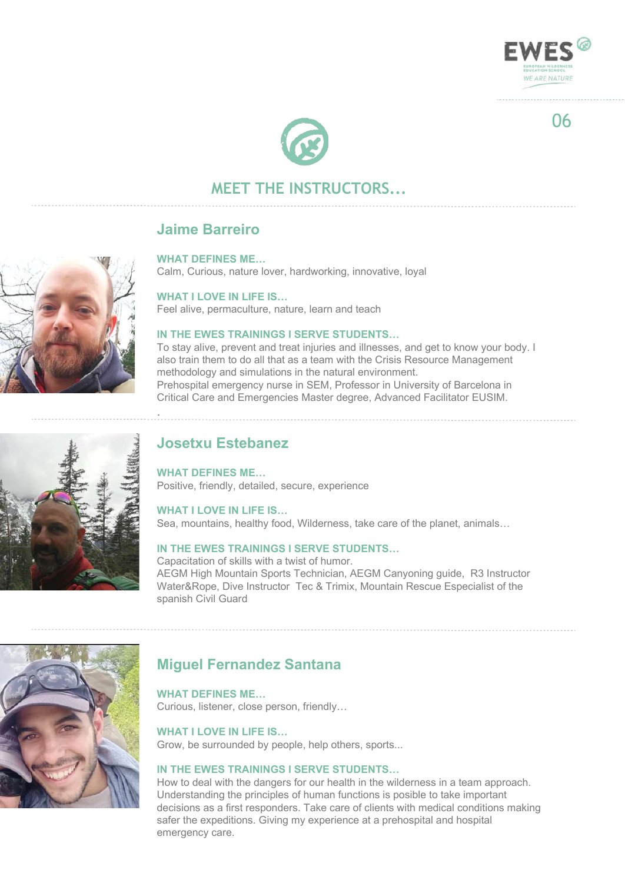## MEET THE INSTRUCTORS...

### Jaime Barreiro

**WHAT DEFINES ME…**
Calm, Curious, nature lover, hardworking, innovative, loyal

**WHAT I LOVE IN LIFE IS…**
Feel alive, permaculture, nature, learn and teach

**IN THE EWES TRAININGS I SERVE STUDENTS…**
To stay alive, prevent and treat injuries and illnesses, and get to know your body. I also train them to do all that as a team with the Crisis Resource Management methodology and simulations in the natural environment.
Prehospital emergency nurse in SEM, Professor in University of Barcelona in Critical Care and Emergencies Master degree, Advanced Facilitator EUSIM.

### Josetxu Estebanez

**WHAT DEFINES ME…**
Positive, friendly, detailed, secure, experience

**WHAT I LOVE IN LIFE IS…**
Sea, mountains, healthy food, Wilderness, take care of the planet, animals…

**IN THE EWES TRAININGS I SERVE STUDENTS…**
Capacitation of skills with a twist of humor.
AEGM High Mountain Sports Technician, AEGM Canyoning guide, R3 Instructor Water&Rope, Dive Instructor Tec & Trimix, Mountain Rescue Especialist of the spanish Civil Guard

### Miguel Fernandez Santana

**WHAT DEFINES ME…**
Curious, listener, close person, friendly…

**WHAT I LOVE IN LIFE IS…**
Grow, be surrounded by people, help others, sports...

**IN THE EWES TRAININGS I SERVE STUDENTS…**
How to deal with the dangers for our health in the wilderness in a team approach. Understanding the principles of human functions is possible to take important decisions as a first responders. Take care of clients with medical conditions making safer the expeditions. Giving my experience at a prehospital and hospital emergency care.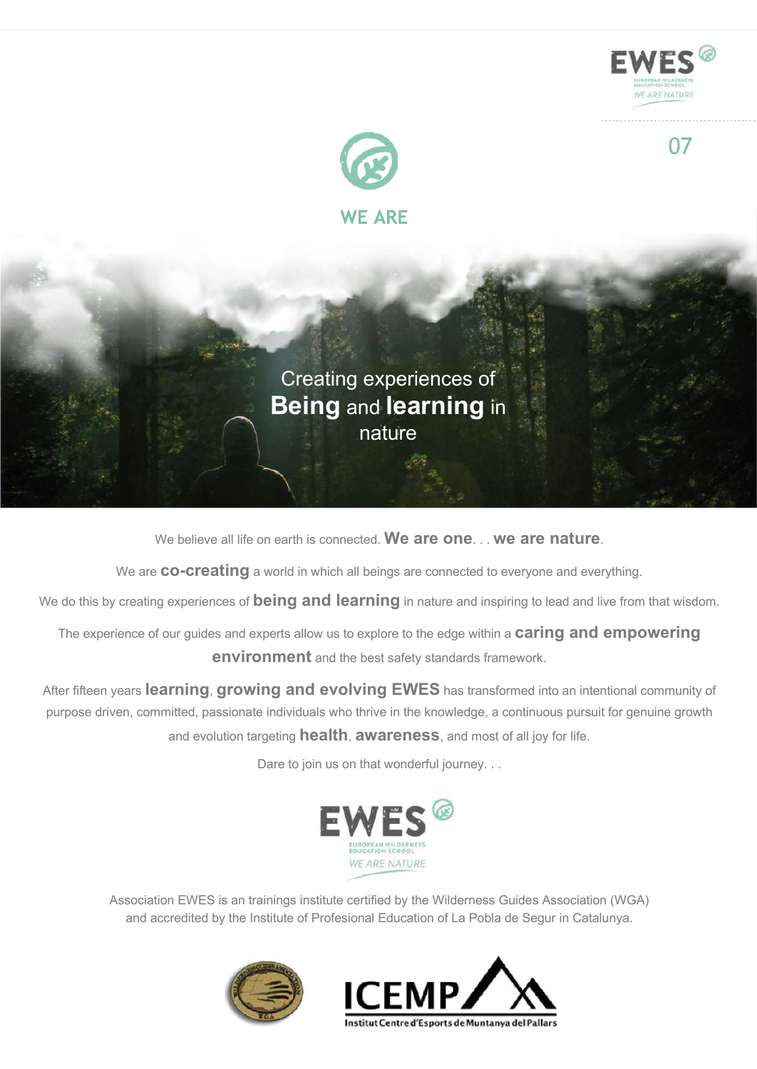## WE ARE

Creating experiences of **Being** and **learning** in nature

We believe all life on earth is connected. **We are one**. . . **we are nature**.

We are **co-creating** a world in which all beings are connected to everyone and everything.

We do this by creating experiences of **being and learning** in nature and inspiring to lead and live from that wisdom.

The experience of our guides and experts allow us to explore to the edge within a **caring and empowering environment** and the best safety standards framework.

After fifteen years **learning**, **growing and evolving EWES** has transformed into an intentional community of purpose driven, committed, passionate individuals who thrive in the knowledge, a continuous pursuit for genuine growth and evolution targeting **health**, **awareness**, and most of all joy for life.

Dare to join us on that wonderful journey. . .

EWES
EUROPEAN WILDERNESS EDUCATION SCHOOL
WE ARE NATURE

Association EWES is an trainings institute certified by the Wilderness Guides Association (WGA) and accredited by the Institute of Profesional Education of La Pobla de Segur in Catalunya.

ICEMP
Institut Centre d'Esports de Muntanya del Pallars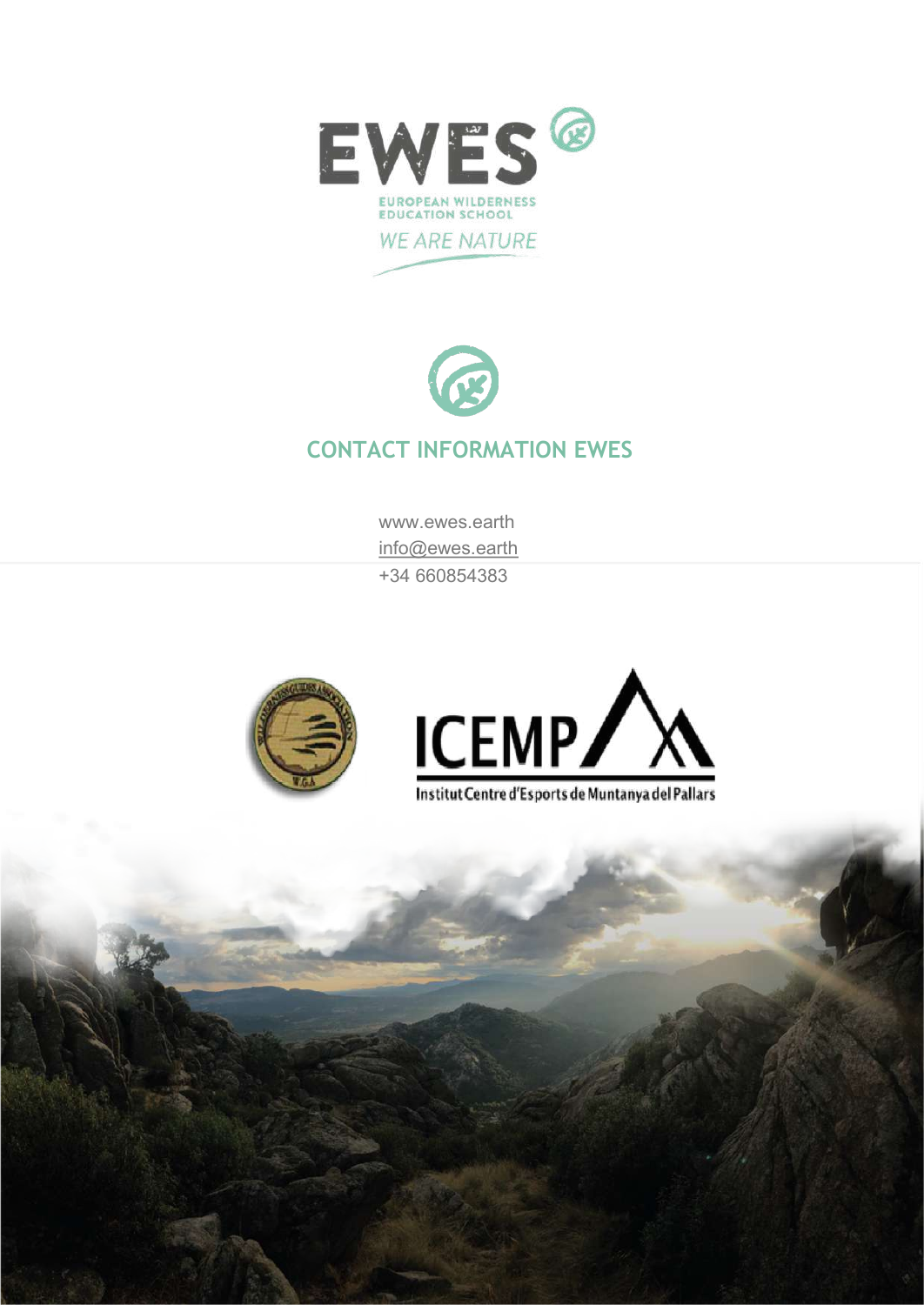EWES

EUROPEAN WILDERNESS EDUCATION SCHOOL

*WE ARE NATURE*

## CONTACT INFORMATION EWES

www.ewes.earth

info@ewes.earth

+34 660854383

ICEMP

Institut Centre d'Esports de Muntanya del Pallars